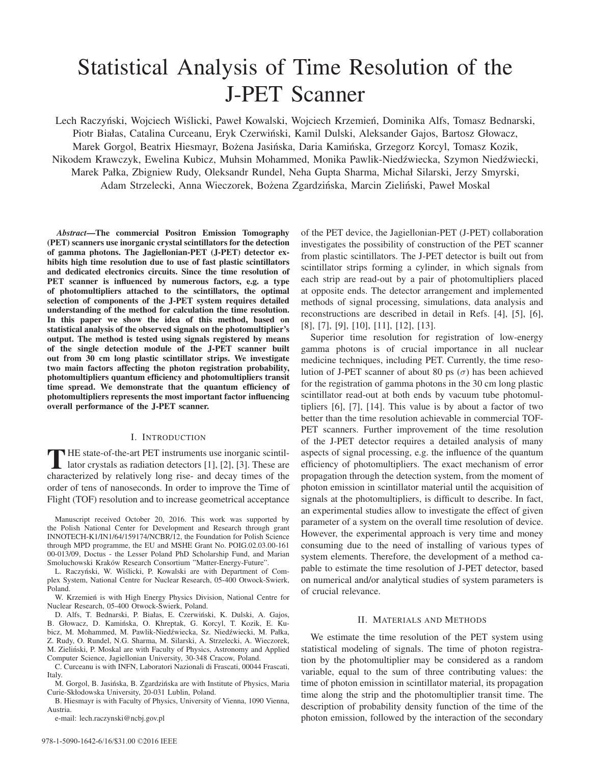# Statistical Analysis of Time Resolution of the J-PET Scanner

Lech Raczyński, Wojciech Wiślicki, Paweł Kowalski, Wojciech Krzemień, Dominika Alfs, Tomasz Bednarski, Piotr Białas, Catalina Curceanu, Eryk Czerwiński, Kamil Dulski, Aleksander Gajos, Bartosz Głowacz, Marek Gorgol, Beatrix Hiesmayr, Bożena Jasińska, Daria Kamińska, Grzegorz Korcyl, Tomasz Kozik, Nikodem Krawczyk, Ewelina Kubicz, Muhsin Mohammed, Monika Pawlik-Niedźwiecka, Szymon Niedźwiecki, Marek Pałka, Zbigniew Rudy, Oleksandr Rundel, Neha Gupta Sharma, Michał Silarski, Jerzy Smyrski, Adam Strzelecki, Anna Wieczorek, Bożena Zgardzińska, Marcin Zieliński, Paweł Moskal

***Abstract*—The commercial Positron Emission Tomography (PET) scanners use inorganic crystal scintillators for the detection of gamma photons. The Jagiellonian-PET (J-PET) detector exhibits high time resolution due to use of fast plastic scintillators and dedicated electronics circuits. Since the time resolution of PET scanner is influenced by numerous factors, e.g. a type of photomultipliers attached to the scintillators, the optimal selection of components of the J-PET system requires detailed understanding of the method for calculation the time resolution. In this paper we show the idea of this method, based on statistical analysis of the observed signals on the photomultiplier's output. The method is tested using signals registered by means of the single detection module of the J-PET scanner built out from 30 cm long plastic scintillator strips. We investigate two main factors affecting the photon registration probability, photomultipliers quantum efficiency and photomultipliers transit time spread. We demonstrate that the quantum efficiency of photomultipliers represents the most important factor influencing overall performance of the J-PET scanner.**

## I. Introduction

The state-of-the-art PET instruments use inorganic scintillator crystals as radiation detectors [1], [2], [3]. These are characterized by relatively long rise- and decay times of the order of tens of nanoseconds. In order to improve the Time of Flight (TOF) resolution and to increase geometrical acceptance of the PET device, the Jagiellonian-PET (J-PET) collaboration investigates the possibility of construction of the PET scanner from plastic scintillators. The J-PET detector is built out from scintillator strips forming a cylinder, in which signals from each strip are read-out by a pair of photomultipliers placed at opposite ends. The detector arrangement and implemented methods of signal processing, simulations, data analysis and reconstructions are described in detail in Refs. [4], [5], [6], [8], [7], [9], [10], [11], [12], [13].

Superior time resolution for registration of low-energy gamma photons is of crucial importance in all nuclear medicine techniques, including PET. Currently, the time resolution of J-PET scanner of about 80 ps ($\sigma$) has been achieved for the registration of gamma photons in the 30 cm long plastic scintillator read-out at both ends by vacuum tube photomultipliers [6], [7], [14]. This value is by about a factor of two better than the time resolution achievable in commercial TOF-PET scanners. Further improvement of the time resolution of the J-PET detector requires a detailed analysis of many aspects of signal processing, e.g. the influence of the quantum efficiency of photomultipliers. The exact mechanism of error propagation through the detection system, from the moment of photon emission in scintillator material until the acquisition of signals at the photomultipliers, is difficult to describe. In fact, an experimental studies allow to investigate the effect of given parameter of a system on the overall time resolution of device. However, the experimental approach is very time and money consuming due to the need of installing of various types of system elements. Therefore, the development of a method capable to estimate the time resolution of J-PET detector, based on numerical and/or analytical studies of system parameters is of crucial relevance.

## II. Materials and Methods

We estimate the time resolution of the PET system using statistical modeling of signals. The time of photon registration by the photomultiplier may be considered as a random variable, equal to the sum of three contributing values: the time of photon emission in scintillator material, its propagation time along the strip and the photomultiplier transit time. The description of probability density function of the time of the photon emission, followed by the interaction of the secondary

---

Manuscript received October 20, 2016. This work was supported by the Polish National Center for Development and Research through grant INNOTECH-K1/IN1/64/159174/NCBR/12, the Foundation for Polish Science through MPD programme, the EU and MSHE Grant No. POIG.02.03.00-161 00-013/09, Doctus - the Lesser Poland PhD Scholarship Fund, and Marian Smoluchowski Kraków Research Consortium "Matter-Energy-Future".

L. Raczyński, W. Wiślicki, P. Kowalski are with Department of Complex System, National Centre for Nuclear Research, 05-400 Otwock-Swierk, Poland.

W. Krzemień is with High Energy Physics Division, National Centre for Nuclear Research, 05-400 Otwock-Swierk, Poland.

D. Alfs, T. Bednarski, P. Białas, E. Czerwiński, K. Dulski, A. Gajos, B. Głowacz, D. Kamińska, O. Khreptak, G. Korcyl, T. Kozik, E. Kubicz, M. Mohammed, M. Pawlik-Niedźwiecka, Sz. Niedźwiecki, M. Pałka, Z. Rudy, O. Rundel, N.G. Sharma, M. Silarski, A. Strzelecki, A. Wieczorek, M. Zieliński, P. Moskal are with Faculty of Physics, Astronomy and Applied Computer Science, Jagiellonian University, 30-348 Cracow, Poland.

C. Curceanu is with INFN, Laboratori Nazionali di Frascati, 00044 Frascati, Italy.

M. Gorgol, B. Jasińska, B. Zgardzińska are with Institute of Physics, Maria Curie-Skłodowska University, 20-031 Lublin, Poland.

B. Hiesmayr is with Faculty of Physics, University of Vienna, 1090 Vienna, Austria.

e-mail: lech.raczynski@ncbj.gov.pl

978-1-5090-1642-6/16/$31.00 ©2016 IEEE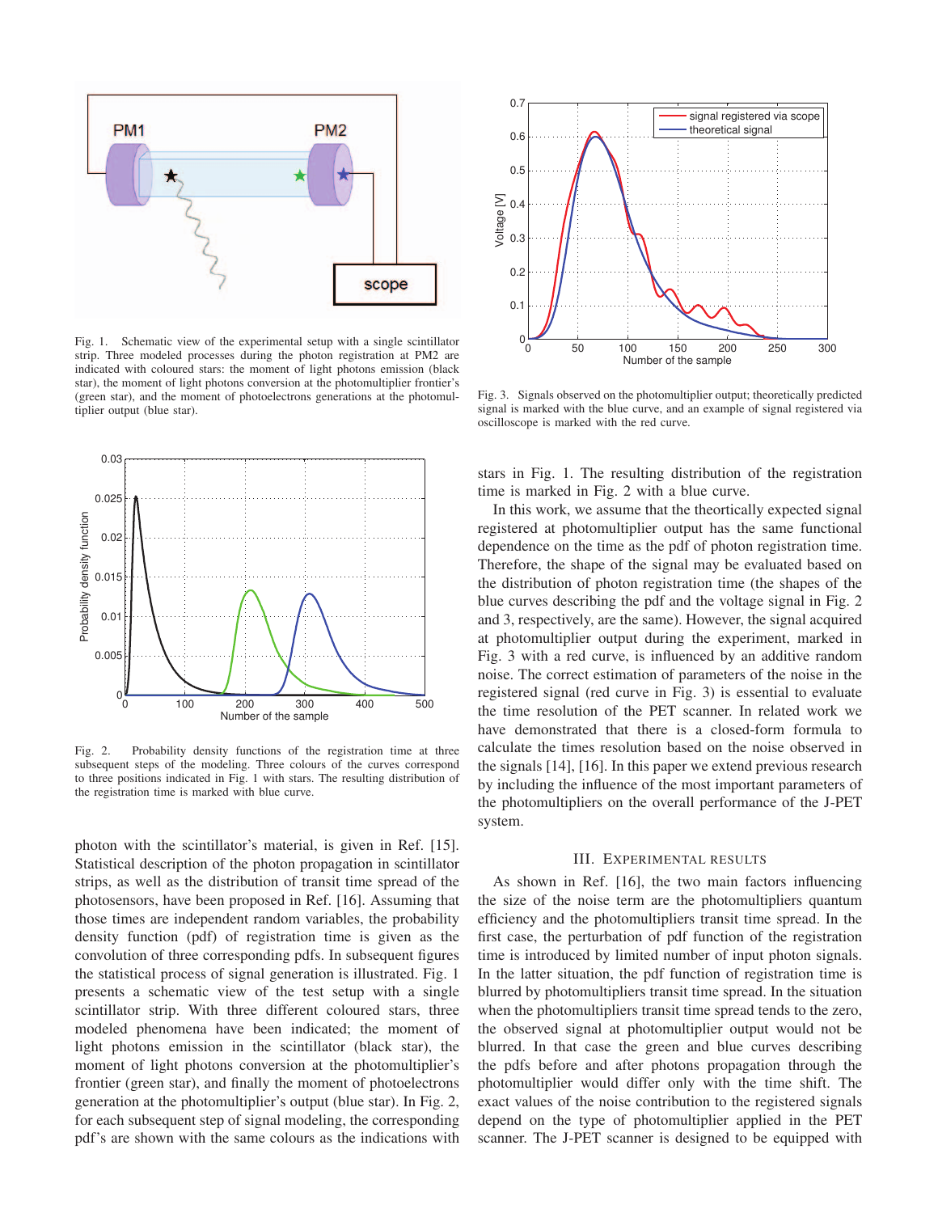Fig. 1. Schematic view of the experimental setup with a single scintillator strip. Three modeled processes during the photon registration at PM2 are indicated with coloured stars: the moment of light photons emission (black star), the moment of light photons conversion at the photomultiplier frontier's (green star), and the moment of photoelectrons generations at the photomultiplier output (blue star).

Fig. 2. Probability density functions of the registration time at three subsequent steps of the modeling. Three colours of the curves correspond to three positions indicated in Fig. 1 with stars. The resulting distribution of the registration time is marked with blue curve.

photon with the scintillator's material, is given in Ref. [15]. Statistical description of the photon propagation in scintillator strips, as well as the distribution of transit time spread of the photosensors, have been proposed in Ref. [16]. Assuming that those times are independent random variables, the probability density function (pdf) of registration time is given as the convolution of three corresponding pdfs. In subsequent figures the statistical process of signal generation is illustrated. Fig. 1 presents a schematic view of the test setup with a single scintillator strip. With three different coloured stars, three modeled phenomena have been indicated; the moment of light photons emission in the scintillator (black star), the moment of light photons conversion at the photomultiplier's frontier (green star), and finally the moment of photoelectrons generation at the photomultiplier's output (blue star). In Fig. 2, for each subsequent step of signal modeling, the corresponding pdf's are shown with the same colours as the indications with stars in Fig. 1. The resulting distribution of the registration time is marked in Fig. 2 with a blue curve.

Fig. 3. Signals observed on the photomultiplier output; theoretically predicted signal is marked with the blue curve, and an example of signal registered via oscilloscope is marked with the red curve.

In this work, we assume that the theortically expected signal registered at photomultiplier output has the same functional dependence on the time as the pdf of photon registration time. Therefore, the shape of the signal may be evaluated based on the distribution of photon registration time (the shapes of the blue curves describing the pdf and the voltage signal in Fig. 2 and 3, respectively, are the same). However, the signal acquired at photomultiplier output during the experiment, marked in Fig. 3 with a red curve, is influenced by an additive random noise. The correct estimation of parameters of the noise in the registered signal (red curve in Fig. 3) is essential to evaluate the time resolution of the PET scanner. In related work we have demonstrated that there is a closed-form formula to calculate the times resolution based on the noise observed in the signals [14], [16]. In this paper we extend previous research by including the influence of the most important parameters of the photomultipliers on the overall performance of the J-PET system.

## III. Experimental Results

As shown in Ref. [16], the two main factors influencing the size of the noise term are the photomultipliers quantum efficiency and the photomultipliers transit time spread. In the first case, the perturbation of pdf function of the registration time is introduced by limited number of input photon signals. In the latter situation, the pdf function of registration time is blurred by photomultipliers transit time spread. In the situation when the photomultipliers transit time spread tends to the zero, the observed signal at photomultiplier output would not be blurred. In that case the green and blue curves describing the pdfs before and after photons propagation through the photomultiplier would differ only with the time shift. The exact values of the noise contribution to the registered signals depend on the type of photomultiplier applied in the PET scanner. The J-PET scanner is designed to be equipped with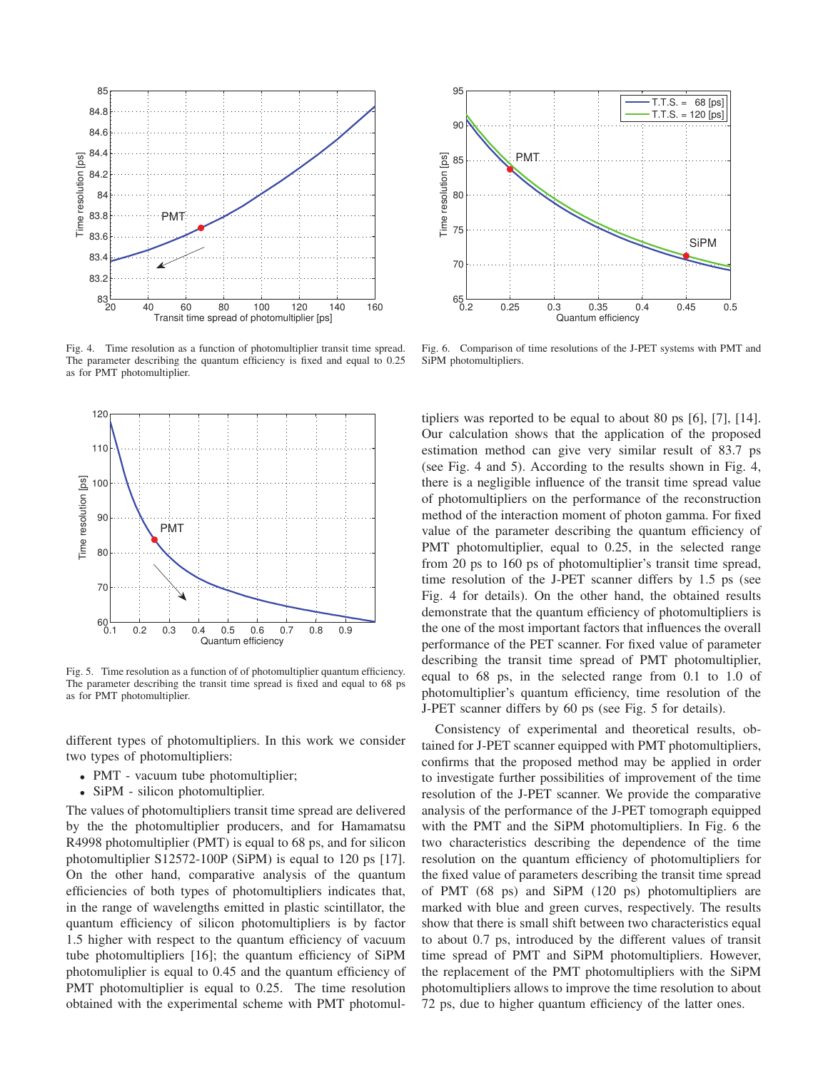Fig. 4. Time resolution as a function of photomultiplier transit time spread. The parameter describing the quantum efficiency is fixed and equal to 0.25 as for PMT photomultiplier.

Fig. 6. Comparison of time resolutions of the J-PET systems with PMT and SiPM photomultipliers.

Fig. 5. Time resolution as a function of of photomultiplier quantum efficiency. The parameter describing the transit time spread is fixed and equal to 68 ps as for PMT photomultiplier.

different types of photomultipliers. In this work we consider two types of photomultipliers:

- PMT - vacuum tube photomultiplier;
- SiPM - silicon photomultiplier.

The values of photomultipliers transit time spread are delivered by the the photomultiplier producers, and for Hamamatsu R4998 photomultiplier (PMT) is equal to 68 ps, and for silicon photomultiplier S12572-100P (SiPM) is equal to 120 ps [17]. On the other hand, comparative analysis of the quantum efficiencies of both types of photomultipliers indicates that, in the range of wavelengths emitted in plastic scintillator, the quantum efficiency of silicon photomultipliers is by factor 1.5 higher with respect to the quantum efficiency of vacuum tube photomultipliers [16]; the quantum efficiency of SiPM photomuliplier is equal to 0.45 and the quantum efficiency of PMT photomultiplier is equal to 0.25. The time resolution obtained with the experimental scheme with PMT photomultipliers was reported to be equal to about 80 ps [6], [7], [14]. Our calculation shows that the application of the proposed estimation method can give very similar result of 83.7 ps (see Fig. 4 and 5). According to the results shown in Fig. 4, there is a negligible influence of the transit time spread value of photomultipliers on the performance of the reconstruction method of the interaction moment of photon gamma. For fixed value of the parameter describing the quantum efficiency of PMT photomultiplier, equal to 0.25, in the selected range from 20 ps to 160 ps of photomultiplier's transit time spread, time resolution of the J-PET scanner differs by 1.5 ps (see Fig. 4 for details). On the other hand, the obtained results demonstrate that the quantum efficiency of photomultipliers is the one of the most important factors that influences the overall performance of the PET scanner. For fixed value of parameter describing the transit time spread of PMT photomultiplier, equal to 68 ps, in the selected range from 0.1 to 1.0 of photomultiplier's quantum efficiency, time resolution of the J-PET scanner differs by 60 ps (see Fig. 5 for details).

Consistency of experimental and theoretical results, obtained for J-PET scanner equipped with PMT photomultipliers, confirms that the proposed method may be applied in order to investigate further possibilities of improvement of the time resolution of the J-PET scanner. We provide the comparative analysis of the performance of the J-PET tomograph equipped with the PMT and the SiPM photomultipliers. In Fig. 6 the two characteristics describing the dependence of the time resolution on the quantum efficiency of photomultipliers for the fixed value of parameters describing the transit time spread of PMT (68 ps) and SiPM (120 ps) photomultipliers are marked with blue and green curves, respectively. The results show that there is small shift between two characteristics equal to about 0.7 ps, introduced by the different values of transit time spread of PMT and SiPM photomultipliers. However, the replacement of the PMT photomultipliers with the SiPM photomultipliers allows to improve the time resolution to about 72 ps, due to higher quantum efficiency of the latter ones.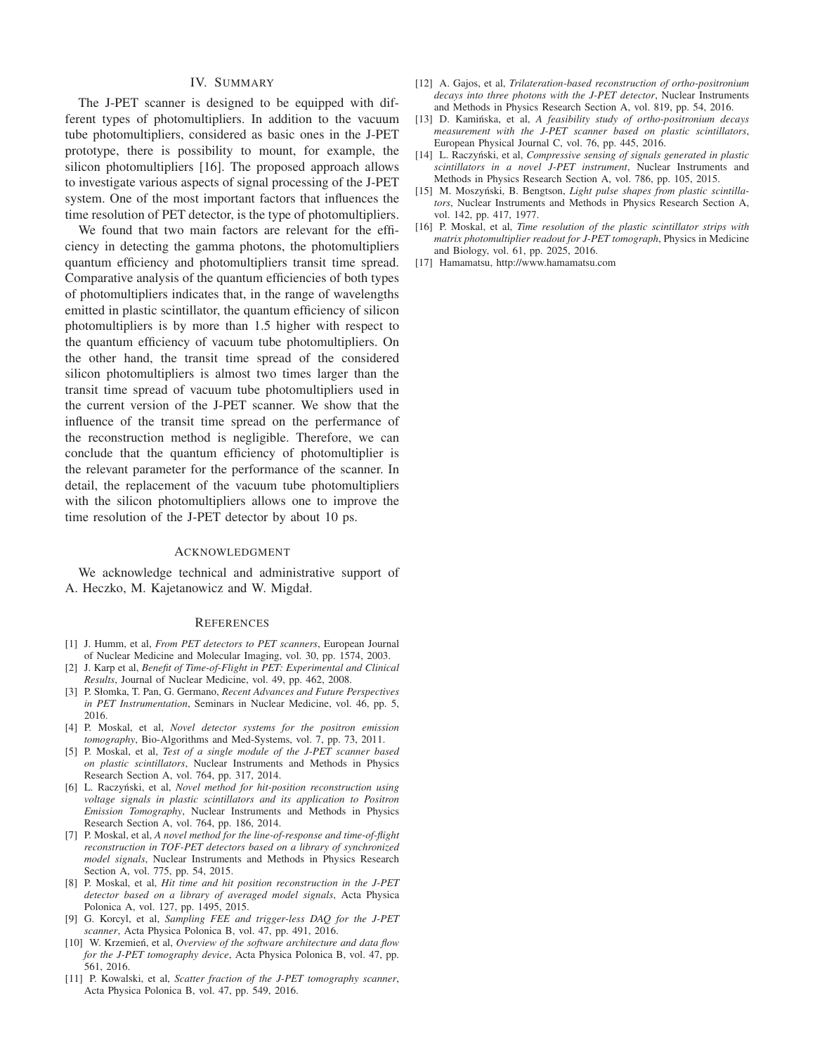## IV. Summary

The J-PET scanner is designed to be equipped with different types of photomultipliers. In addition to the vacuum tube photomultipliers, considered as basic ones in the J-PET prototype, there is possibility to mount, for example, the silicon photomultipliers [16]. The proposed approach allows to investigate various aspects of signal processing of the J-PET system. One of the most important factors that influences the time resolution of PET detector, is the type of photomultipliers.

We found that two main factors are relevant for the efficiency in detecting the gamma photons, the photomultipliers quantum efficiency and photomultipliers transit time spread. Comparative analysis of the quantum efficiencies of both types of photomultipliers indicates that, in the range of wavelengths emitted in plastic scintillator, the quantum efficiency of silicon photomultipliers is by more than 1.5 higher with respect to the quantum efficiency of vacuum tube photomultipliers. On the other hand, the transit time spread of the considered silicon photomultipliers is almost two times larger than the transit time spread of vacuum tube photomultipliers used in the current version of the J-PET scanner. We show that the influence of the transit time spread on the perfermance of the reconstruction method is negligible. Therefore, we can conclude that the quantum efficiency of photomultiplier is the relevant parameter for the performance of the scanner. In detail, the replacement of the vacuum tube photomultipliers with the silicon photomultipliers allows one to improve the time resolution of the J-PET detector by about 10 ps.

## Acknowledgment

We acknowledge technical and administrative support of A. Heczko, M. Kajetanowicz and W. Migdał.

## References

[1] J. Humm, et al, *From PET detectors to PET scanners*, European Journal of Nuclear Medicine and Molecular Imaging, vol. 30, pp. 1574, 2003.

[2] J. Karp et al, *Benefit of Time-of-Flight in PET: Experimental and Clinical Results*, Journal of Nuclear Medicine, vol. 49, pp. 462, 2008.

[3] P. Słomka, T. Pan, G. Germano, *Recent Advances and Future Perspectives in PET Instrumentation*, Seminars in Nuclear Medicine, vol. 46, pp. 5, 2016.

[4] P. Moskal, et al, *Novel detector systems for the positron emission tomography*, Bio-Algorithms and Med-Systems, vol. 7, pp. 73, 2011.

[5] P. Moskal, et al, *Test of a single module of the J-PET scanner based on plastic scintillators*, Nuclear Instruments and Methods in Physics Research Section A, vol. 764, pp. 317, 2014.

[6] L. Raczyński, et al, *Novel method for hit-position reconstruction using voltage signals in plastic scintillators and its application to Positron Emission Tomography*, Nuclear Instruments and Methods in Physics Research Section A, vol. 764, pp. 186, 2014.

[7] P. Moskal, et al, *A novel method for the line-of-response and time-of-flight reconstruction in TOF-PET detectors based on a library of synchronized model signals*, Nuclear Instruments and Methods in Physics Research Section A, vol. 775, pp. 54, 2015.

[8] P. Moskal, et al, *Hit time and hit position reconstruction in the J-PET detector based on a library of averaged model signals*, Acta Physica Polonica A, vol. 127, pp. 1495, 2015.

[9] G. Korcyl, et al, *Sampling FEE and trigger-less DAQ for the J-PET scanner*, Acta Physica Polonica B, vol. 47, pp. 491, 2016.

[10] W. Krzemień, et al, *Overview of the software architecture and data flow for the J-PET tomography device*, Acta Physica Polonica B, vol. 47, pp. 561, 2016.

[11] P. Kowalski, et al, *Scatter fraction of the J-PET tomography scanner*, Acta Physica Polonica B, vol. 47, pp. 549, 2016.

[12] A. Gajos, et al, *Trilateration-based reconstruction of ortho-positronium decays into three photons with the J-PET detector*, Nuclear Instruments and Methods in Physics Research Section A, vol. 819, pp. 54, 2016.

[13] D. Kamińska, et al, *A feasibility study of ortho-positronium decays measurement with the J-PET scanner based on plastic scintillators*, European Physical Journal C, vol. 76, pp. 445, 2016.

[14] L. Raczyński, et al, *Compressive sensing of signals generated in plastic scintillators in a novel J-PET instrument*, Nuclear Instruments and Methods in Physics Research Section A, vol. 786, pp. 105, 2015.

[15] M. Moszyński, B. Bengtson, *Light pulse shapes from plastic scintillators*, Nuclear Instruments and Methods in Physics Research Section A, vol. 142, pp. 417, 1977.

[16] P. Moskal, et al, *Time resolution of the plastic scintillator strips with matrix photomultiplier readout for J-PET tomograph*, Physics in Medicine and Biology, vol. 61, pp. 2025, 2016.

[17] Hamamatsu, http://www.hamamatsu.com